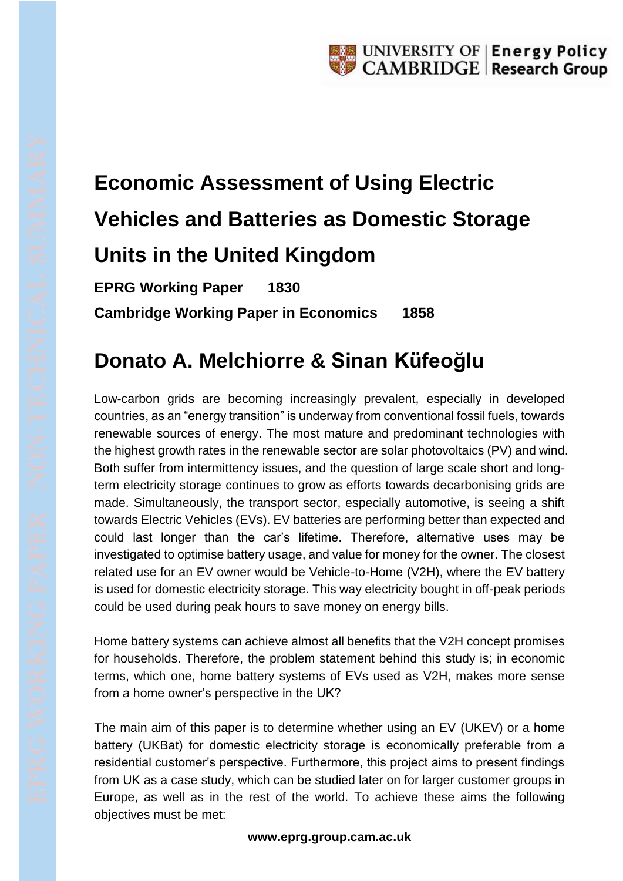# Economic Assessment of Using Electric Vehicles and Batteries as Domestic Storage Units in the United Kingdom

**EPRG Working Paper 1830**

**Cambridge Working Paper in Economics 1858**

## Donato A. Melchiorre & Sinan Küfeoğlu

Low-carbon grids are becoming increasingly prevalent, especially in developed countries, as an "energy transition" is underway from conventional fossil fuels, towards renewable sources of energy. The most mature and predominant technologies with the highest growth rates in the renewable sector are solar photovoltaics (PV) and wind. Both suffer from intermittency issues, and the question of large scale short and long-term electricity storage continues to grow as efforts towards decarbonising grids are made. Simultaneously, the transport sector, especially automotive, is seeing a shift towards Electric Vehicles (EVs). EV batteries are performing better than expected and could last longer than the car's lifetime. Therefore, alternative uses may be investigated to optimise battery usage, and value for money for the owner. The closest related use for an EV owner would be Vehicle-to-Home (V2H), where the EV battery is used for domestic electricity storage. This way electricity bought in off-peak periods could be used during peak hours to save money on energy bills.

Home battery systems can achieve almost all benefits that the V2H concept promises for households. Therefore, the problem statement behind this study is; in economic terms, which one, home battery systems of EVs used as V2H, makes more sense from a home owner's perspective in the UK?

The main aim of this paper is to determine whether using an EV (UKEV) or a home battery (UKBat) for domestic electricity storage is economically preferable from a residential customer's perspective. Furthermore, this project aims to present findings from UK as a case study, which can be studied later on for larger customer groups in Europe, as well as in the rest of the world. To achieve these aims the following objectives must be met: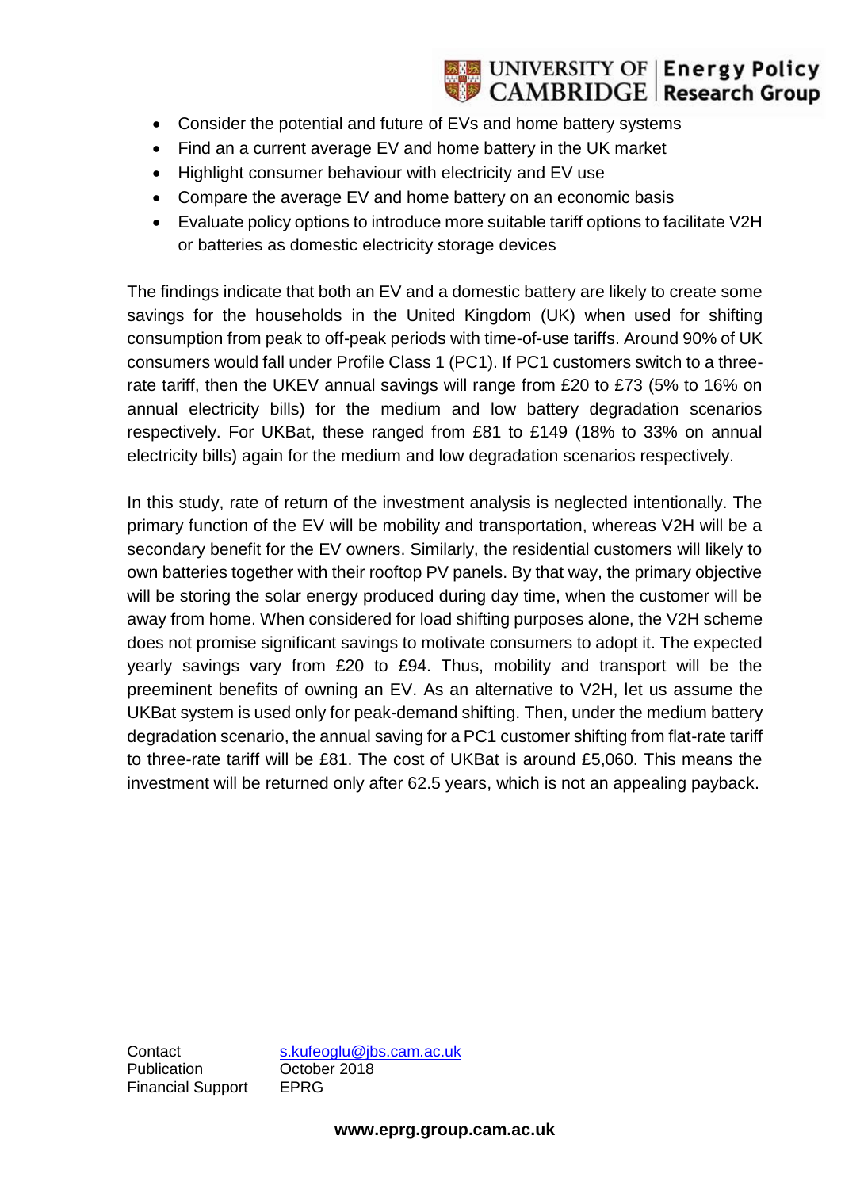- Consider the potential and future of EVs and home battery systems
- Find an a current average EV and home battery in the UK market
- Highlight consumer behaviour with electricity and EV use
- Compare the average EV and home battery on an economic basis
- Evaluate policy options to introduce more suitable tariff options to facilitate V2H or batteries as domestic electricity storage devices

The findings indicate that both an EV and a domestic battery are likely to create some savings for the households in the United Kingdom (UK) when used for shifting consumption from peak to off-peak periods with time-of-use tariffs. Around 90% of UK consumers would fall under Profile Class 1 (PC1). If PC1 customers switch to a three-rate tariff, then the UKEV annual savings will range from £20 to £73 (5% to 16% on annual electricity bills) for the medium and low battery degradation scenarios respectively. For UKBat, these ranged from £81 to £149 (18% to 33% on annual electricity bills) again for the medium and low degradation scenarios respectively.

In this study, rate of return of the investment analysis is neglected intentionally. The primary function of the EV will be mobility and transportation, whereas V2H will be a secondary benefit for the EV owners. Similarly, the residential customers will likely to own batteries together with their rooftop PV panels. By that way, the primary objective will be storing the solar energy produced during day time, when the customer will be away from home. When considered for load shifting purposes alone, the V2H scheme does not promise significant savings to motivate consumers to adopt it. The expected yearly savings vary from £20 to £94. Thus, mobility and transport will be the preeminent benefits of owning an EV. As an alternative to V2H, let us assume the UKBat system is used only for peak-demand shifting. Then, under the medium battery degradation scenario, the annual saving for a PC1 customer shifting from flat-rate tariff to three-rate tariff will be £81. The cost of UKBat is around £5,060. This means the investment will be returned only after 62.5 years, which is not an appealing payback.

Contact: s.kufeoglu@jbs.cam.ac.uk
Publication: October 2018
Financial Support: EPRG

www.eprg.group.cam.ac.uk